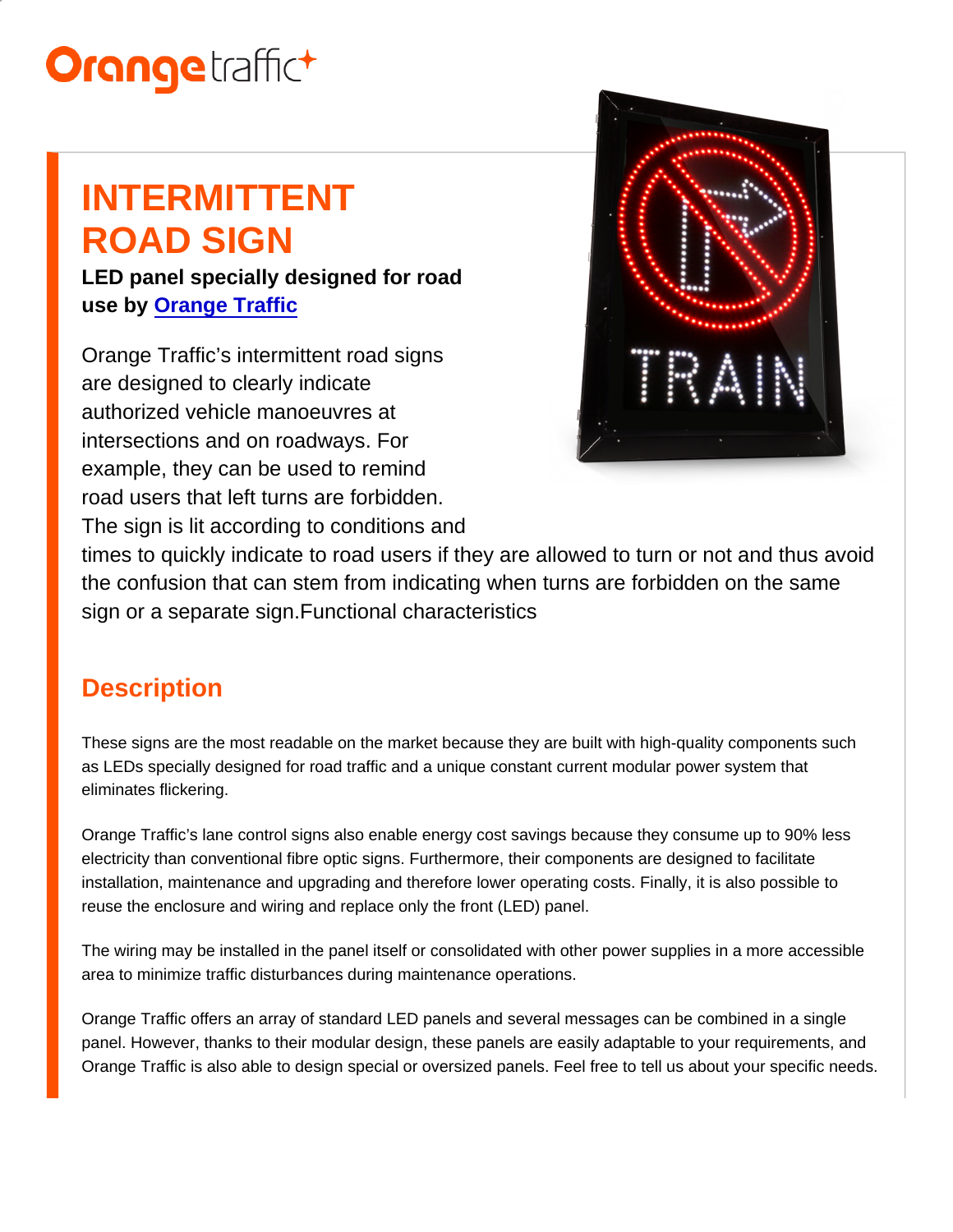# INTERMITTENT ROAD SIGN

**LED panel specially designed for road use by Orange Traffic**

Orange Traffic's intermittent road signs are designed to clearly indicate authorized vehicle manoeuvres at intersections and on roadways. For example, they can be used to remind road users that left turns are forbidden. The sign is lit according to conditions and times to quickly indicate to road users if they are allowed to turn or not and thus avoid the confusion that can stem from indicating when turns are forbidden on the same sign or a separate sign.Functional characteristics

## Description

These signs are the most readable on the market because they are built with high-quality components such as LEDs specially designed for road traffic and a unique constant current modular power system that eliminates flickering.

Orange Traffic's lane control signs also enable energy cost savings because they consume up to 90% less electricity than conventional fibre optic signs. Furthermore, their components are designed to facilitate installation, maintenance and upgrading and therefore lower operating costs. Finally, it is also possible to reuse the enclosure and wiring and replace only the front (LED) panel.

The wiring may be installed in the panel itself or consolidated with other power supplies in a more accessible area to minimize traffic disturbances during maintenance operations.

Orange Traffic offers an array of standard LED panels and several messages can be combined in a single panel. However, thanks to their modular design, these panels are easily adaptable to your requirements, and Orange Traffic is also able to design special or oversized panels. Feel free to tell us about your specific needs.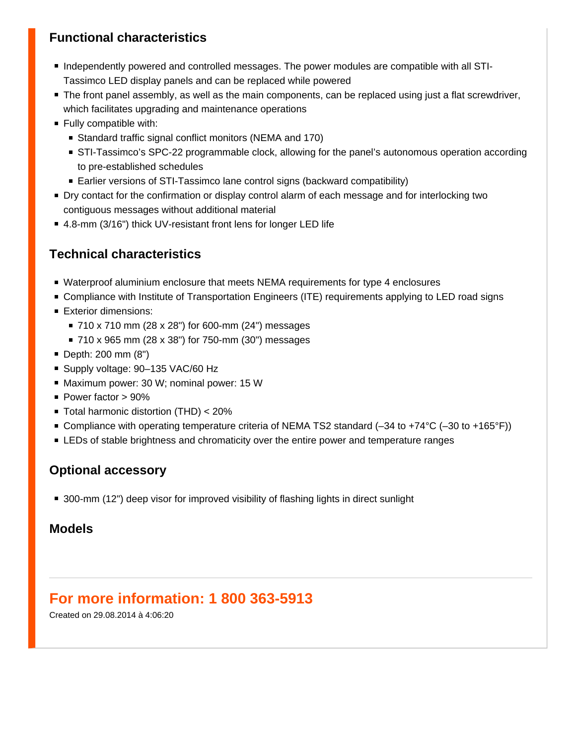## Functional characteristics

- Independently powered and controlled messages. The power modules are compatible with all STI-Tassimco LED display panels and can be replaced while powered
- The front panel assembly, as well as the main components, can be replaced using just a flat screwdriver, which facilitates upgrading and maintenance operations
- Fully compatible with:
  - Standard traffic signal conflict monitors (NEMA and 170)
  - STI-Tassimco's SPC-22 programmable clock, allowing for the panel's autonomous operation according to pre-established schedules
  - Earlier versions of STI-Tassimco lane control signs (backward compatibility)
- Dry contact for the confirmation or display control alarm of each message and for interlocking two contiguous messages without additional material
- 4.8-mm (3/16") thick UV-resistant front lens for longer LED life

## Technical characteristics

- Waterproof aluminium enclosure that meets NEMA requirements for type 4 enclosures
- Compliance with Institute of Transportation Engineers (ITE) requirements applying to LED road signs
- Exterior dimensions:
  - 710 x 710 mm (28 x 28") for 600-mm (24") messages
  - 710 x 965 mm (28 x 38") for 750-mm (30") messages
- Depth: 200 mm (8")
- Supply voltage: 90–135 VAC/60 Hz
- Maximum power: 30 W; nominal power: 15 W
- Power factor > 90%
- Total harmonic distortion (THD) < 20%
- Compliance with operating temperature criteria of NEMA TS2 standard (–34 to +74°C (–30 to +165°F))
- LEDs of stable brightness and chromaticity over the entire power and temperature ranges

## Optional accessory

- 300-mm (12") deep visor for improved visibility of flashing lights in direct sunlight

## Models

---

## For more information: 1 800 363-5913

Created on 29.08.2014 à 4:06:20